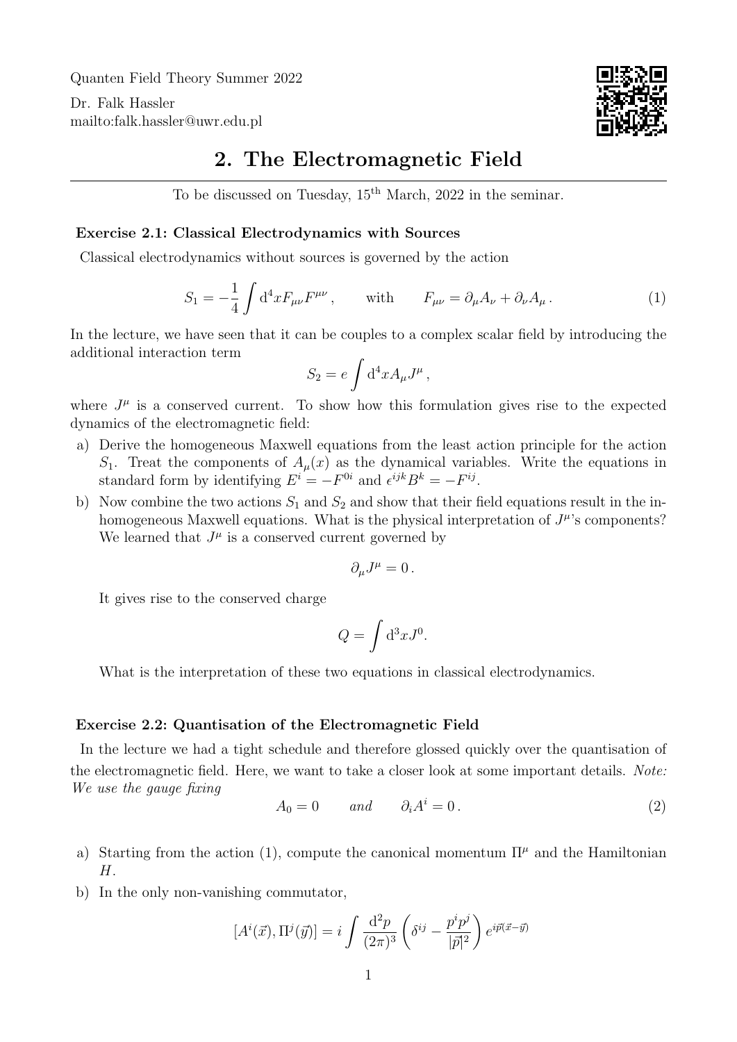Quanten Field Theory Summer 2022

Dr. Falk Hassler
mailto:falk.hassler@uwr.edu.pl

# 2. The Electromagnetic Field

To be discussed on Tuesday, 15th March, 2022 in the seminar.

### Exercise 2.1: Classical Electrodynamics with Sources

Classical electrodynamics without sources is governed by the action

$$S_1 = -\frac{1}{4}\int \mathrm{d}^4x F_{\mu\nu}F^{\mu\nu}\,, \qquad \text{with} \qquad F_{\mu\nu} = \partial_\mu A_\nu + \partial_\nu A_\mu\,. \tag{1}$$

In the lecture, we have seen that it can be couples to a complex scalar field by introducing the additional interaction term

$$S_2 = e\int \mathrm{d}^4x A_\mu J^\mu\,,$$

where $J^\mu$ is a conserved current. To show how this formulation gives rise to the expected dynamics of the electromagnetic field:

a) Derive the homogeneous Maxwell equations from the least action principle for the action $S_1$. Treat the components of $A_\mu(x)$ as the dynamical variables. Write the equations in standard form by identifying $E^i = -F^{0i}$ and $\epsilon^{ijk}B^k = -F^{ij}$.

b) Now combine the two actions $S_1$ and $S_2$ and show that their field equations result in the inhomogeneous Maxwell equations. What is the physical interpretation of $J^\mu$'s components? We learned that $J^\mu$ is a conserved current governed by

$$\partial_\mu J^\mu = 0\,.$$

It gives rise to the conserved charge

$$Q = \int \mathrm{d}^3x J^0.$$

What is the interpretation of these two equations in classical electrodynamics.

### Exercise 2.2: Quantisation of the Electromagnetic Field

In the lecture we had a tight schedule and therefore glossed quickly over the quantisation of the electromagnetic field. Here, we want to take a closer look at some important details. *Note: We use the gauge fixing*

$$A_0 = 0 \qquad \textit{and} \qquad \partial_i A^i = 0\,. \tag{2}$$

a) Starting from the action (1), compute the canonical momentum $\Pi^\mu$ and the Hamiltonian $H$.

b) In the only non-vanishing commutator,

$$[A^i(\vec{x}), \Pi^j(\vec{y})] = i\int \frac{\mathrm{d}^2p}{(2\pi)^3}\left(\delta^{ij} - \frac{p^i p^j}{|\vec{p}|^2}\right)e^{i\vec{p}(\vec{x}-\vec{y})}$$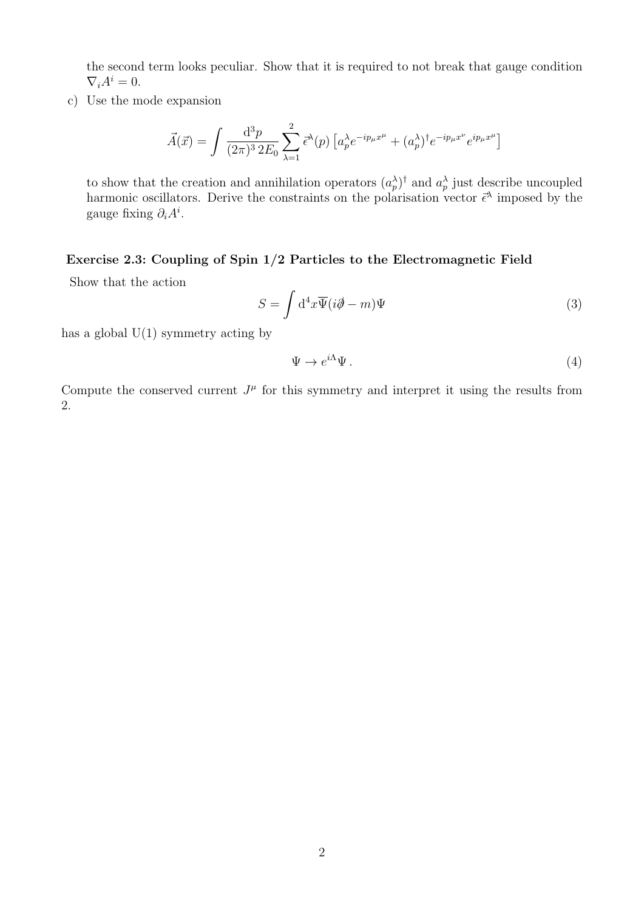the second term looks peculiar. Show that it is required to not break that gauge condition $\nabla_i A^i = 0$.

c) Use the mode expansion

$$\vec{A}(\vec{x}) = \int \frac{\mathrm{d}^3 p}{(2\pi)^3\, 2E_0} \sum_{\lambda=1}^{2} \vec{\epsilon}^{\lambda}(p) \left[ a_p^{\lambda} e^{-ip_\mu x^\mu} + (a_p^{\lambda})^\dagger e^{-ip_\mu x^\nu} e^{ip_\mu x^\mu} \right]$$

to show that the creation and annihilation operators $(a_p^\lambda)^\dagger$ and $a_p^\lambda$ just describe uncoupled harmonic oscillators. Derive the constraints on the polarisation vector $\vec{\epsilon}^\lambda$ imposed by the gauge fixing $\partial_i A^i$.

**Exercise 2.3: Coupling of Spin 1/2 Particles to the Electromagnetic Field**

Show that the action

$$S = \int \mathrm{d}^4 x \overline{\Psi}(i\partial\!\!\!/ - m)\Psi \tag{3}$$

has a global U(1) symmetry acting by

$$\Psi \to e^{i\Lambda}\Psi\,. \tag{4}$$

Compute the conserved current $J^\mu$ for this symmetry and interpret it using the results from 2.